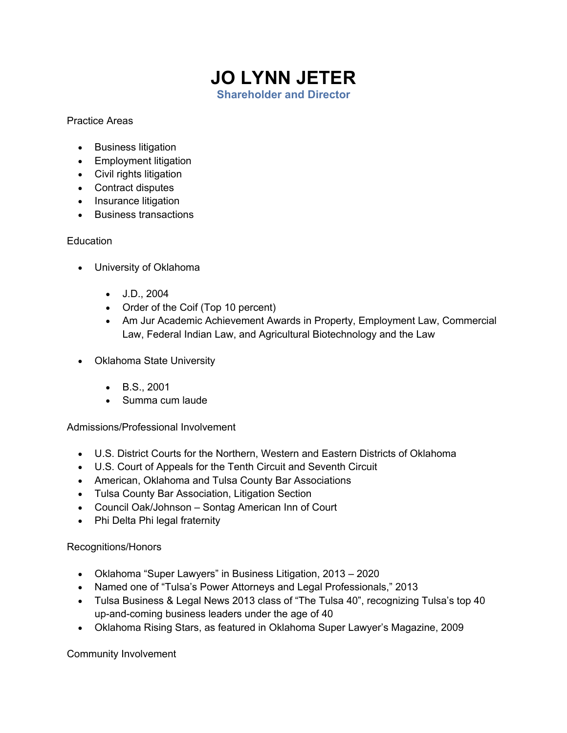# JO LYNN JETER

**Shareholder and Director**

Practice Areas

- Business litigation
- Employment litigation
- Civil rights litigation
- Contract disputes
- Insurance litigation
- Business transactions

Education

- University of Oklahoma
  - J.D., 2004
  - Order of the Coif (Top 10 percent)
  - Am Jur Academic Achievement Awards in Property, Employment Law, Commercial Law, Federal Indian Law, and Agricultural Biotechnology and the Law
- Oklahoma State University
  - B.S., 2001
  - Summa cum laude

Admissions/Professional Involvement

- U.S. District Courts for the Northern, Western and Eastern Districts of Oklahoma
- U.S. Court of Appeals for the Tenth Circuit and Seventh Circuit
- American, Oklahoma and Tulsa County Bar Associations
- Tulsa County Bar Association, Litigation Section
- Council Oak/Johnson – Sontag American Inn of Court
- Phi Delta Phi legal fraternity

Recognitions/Honors

- Oklahoma "Super Lawyers" in Business Litigation, 2013 – 2020
- Named one of "Tulsa's Power Attorneys and Legal Professionals," 2013
- Tulsa Business & Legal News 2013 class of "The Tulsa 40", recognizing Tulsa's top 40 up-and-coming business leaders under the age of 40
- Oklahoma Rising Stars, as featured in Oklahoma Super Lawyer's Magazine, 2009

Community Involvement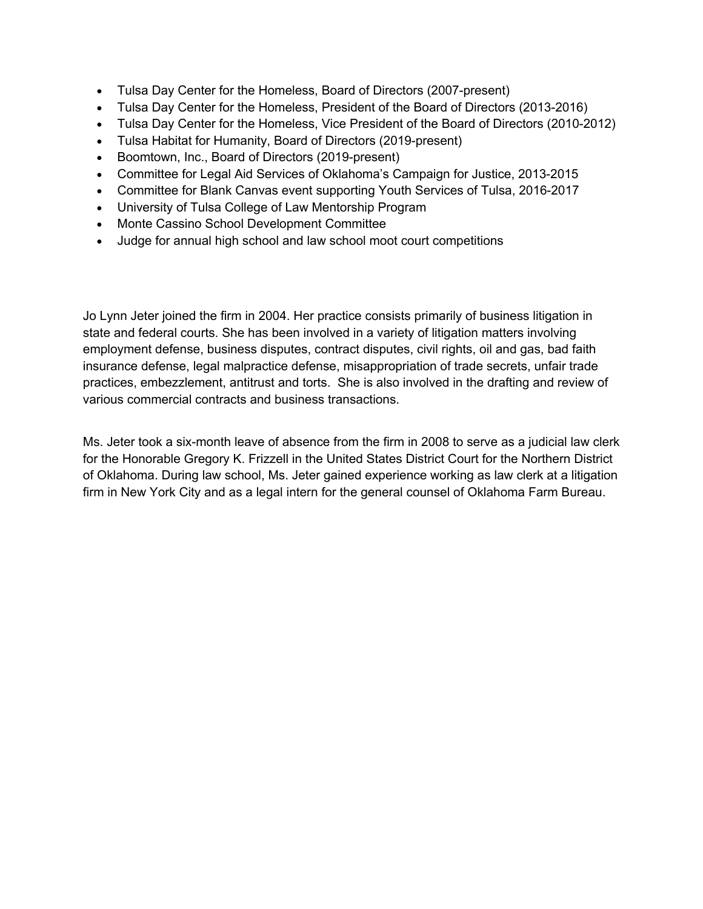- Tulsa Day Center for the Homeless, Board of Directors (2007-present)
- Tulsa Day Center for the Homeless, President of the Board of Directors (2013-2016)
- Tulsa Day Center for the Homeless, Vice President of the Board of Directors (2010-2012)
- Tulsa Habitat for Humanity, Board of Directors (2019-present)
- Boomtown, Inc., Board of Directors (2019-present)
- Committee for Legal Aid Services of Oklahoma's Campaign for Justice, 2013-2015
- Committee for Blank Canvas event supporting Youth Services of Tulsa, 2016-2017
- University of Tulsa College of Law Mentorship Program
- Monte Cassino School Development Committee
- Judge for annual high school and law school moot court competitions

Jo Lynn Jeter joined the firm in 2004. Her practice consists primarily of business litigation in state and federal courts. She has been involved in a variety of litigation matters involving employment defense, business disputes, contract disputes, civil rights, oil and gas, bad faith insurance defense, legal malpractice defense, misappropriation of trade secrets, unfair trade practices, embezzlement, antitrust and torts. She is also involved in the drafting and review of various commercial contracts and business transactions.

Ms. Jeter took a six-month leave of absence from the firm in 2008 to serve as a judicial law clerk for the Honorable Gregory K. Frizzell in the United States District Court for the Northern District of Oklahoma. During law school, Ms. Jeter gained experience working as law clerk at a litigation firm in New York City and as a legal intern for the general counsel of Oklahoma Farm Bureau.